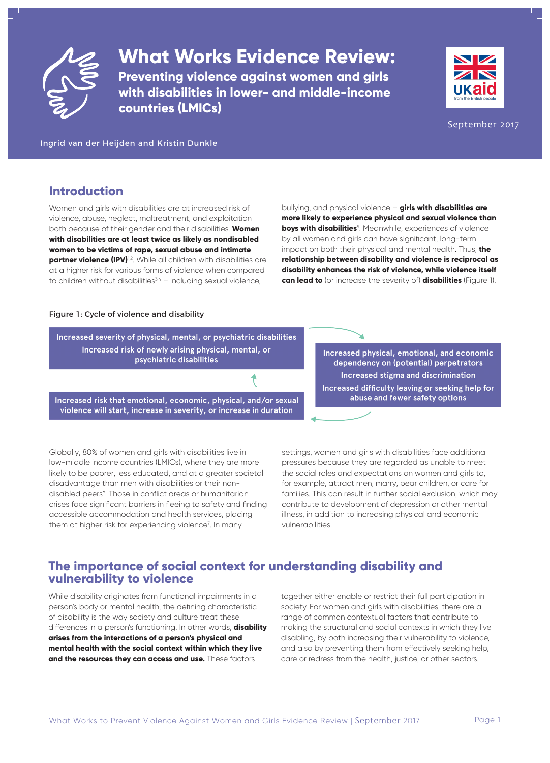# What Works Evidence Review:

## Preventing violence against women and girls with disabilities in lower- and middle-income countries (LMICs)

September 2017

Ingrid van der Heijden and Kristin Dunkle

## Introduction

Women and girls with disabilities are at increased risk of violence, abuse, neglect, maltreatment, and exploitation both because of their gender and their disabilities. **Women with disabilities are at least twice as likely as nondisabled women to be victims of rape, sexual abuse and intimate partner violence (IPV)**[1,2]. While all children with disabilities are at a higher risk for various forms of violence when compared to children without disabilities[3,4] – including sexual violence, bullying, and physical violence – **girls with disabilities are more likely to experience physical and sexual violence than boys with disabilities**[5]. Meanwhile, experiences of violence by all women and girls can have significant, long-term impact on both their physical and mental health. Thus, **the relationship between disability and violence is reciprocal as disability enhances the risk of violence, while violence itself can lead to** (or increase the severity of) **disabilities** (Figure 1).

Figure 1: Cycle of violence and disability

- Increased severity of physical, mental, or psychiatric disabilities
  Increased risk of newly arising physical, mental, or psychiatric disabilities
- Increased physical, emotional, and economic dependency on (potential) perpetrators
  Increased stigma and discrimination
  Increased difficulty leaving or seeking help for abuse and fewer safety options
- Increased risk that emotional, economic, physical, and/or sexual violence will start, increase in severity, or increase in duration

Globally, 80% of women and girls with disabilities live in low-middle income countries (LMICs), where they are more likely to be poorer, less educated, and at a greater societal disadvantage than men with disabilities or their non-disabled peers[6]. Those in conflict areas or humanitarian crises face significant barriers in fleeing to safety and finding accessible accommodation and health services, placing them at higher risk for experiencing violence[7]. In many settings, women and girls with disabilities face additional pressures because they are regarded as unable to meet the social roles and expectations on women and girls to, for example, attract men, marry, bear children, or care for families. This can result in further social exclusion, which may contribute to development of depression or other mental illness, in addition to increasing physical and economic vulnerabilities.

## The importance of social context for understanding disability and vulnerability to violence

While disability originates from functional impairments in a person's body or mental health, the defining characteristic of disability is the way society and culture treat these differences in a person's functioning. In other words, **disability arises from the interactions of a person's physical and mental health with the social context within which they live and the resources they can access and use.** These factors together either enable or restrict their full participation in society. For women and girls with disabilities, there are a range of common contextual factors that contribute to making the structural and social contexts in which they live disabling, by both increasing their vulnerability to violence, and also by preventing them from effectively seeking help, care or redress from the health, justice, or other sectors.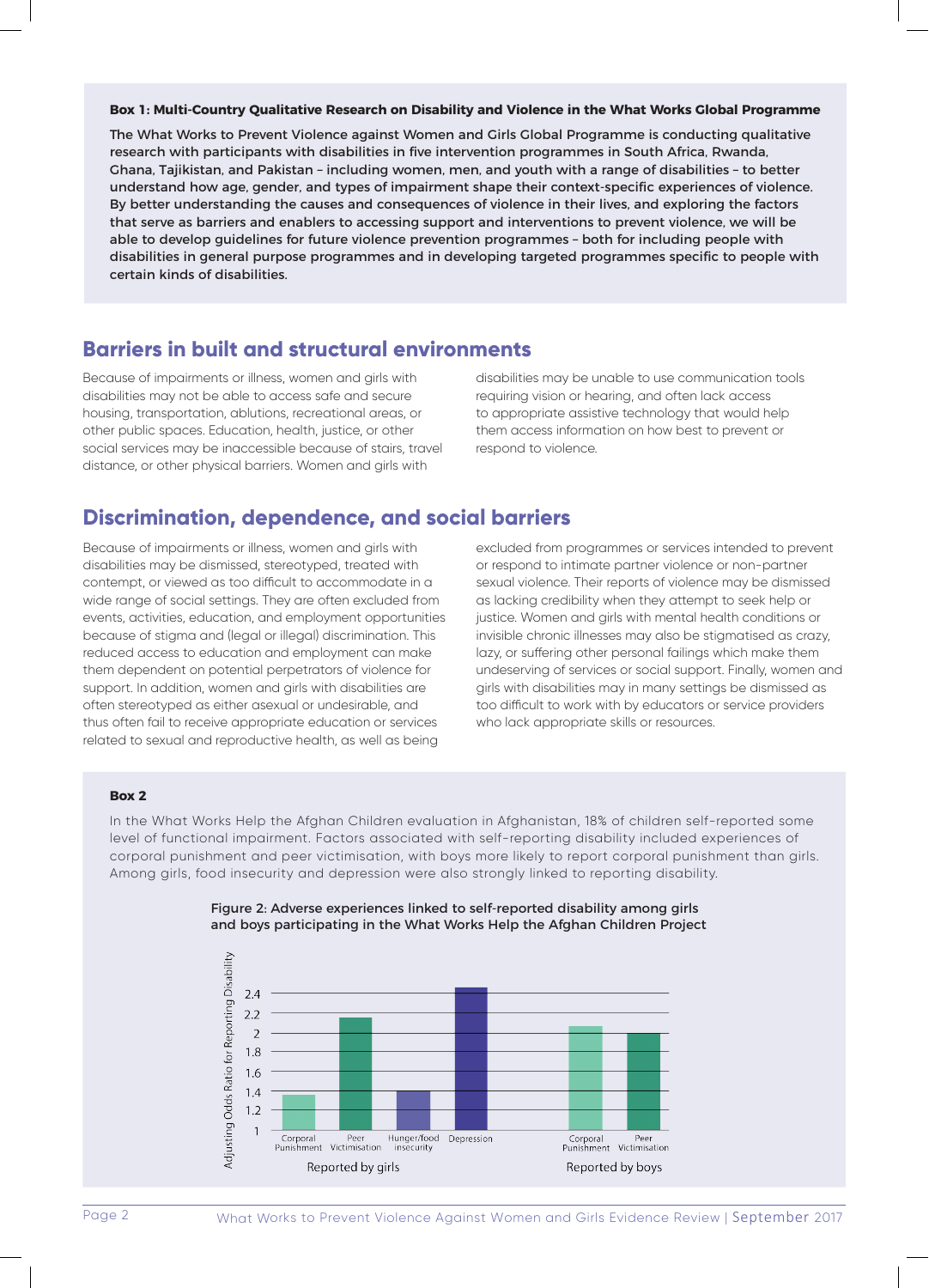**Box 1: Multi-Country Qualitative Research on Disability and Violence in the What Works Global Programme**

The What Works to Prevent Violence against Women and Girls Global Programme is conducting qualitative research with participants with disabilities in five intervention programmes in South Africa, Rwanda, Ghana, Tajikistan, and Pakistan – including women, men, and youth with a range of disabilities – to better understand how age, gender, and types of impairment shape their context-specific experiences of violence. By better understanding the causes and consequences of violence in their lives, and exploring the factors that serve as barriers and enablers to accessing support and interventions to prevent violence, we will be able to develop guidelines for future violence prevention programmes – both for including people with disabilities in general purpose programmes and in developing targeted programmes specific to people with certain kinds of disabilities.

## Barriers in built and structural environments

Because of impairments or illness, women and girls with disabilities may not be able to access safe and secure housing, transportation, ablutions, recreational areas, or other public spaces. Education, health, justice, or other social services may be inaccessible because of stairs, travel distance, or other physical barriers. Women and girls with disabilities may be unable to use communication tools requiring vision or hearing, and often lack access to appropriate assistive technology that would help them access information on how best to prevent or respond to violence.

## Discrimination, dependence, and social barriers

Because of impairments or illness, women and girls with disabilities may be dismissed, stereotyped, treated with contempt, or viewed as too difficult to accommodate in a wide range of social settings. They are often excluded from events, activities, education, and employment opportunities because of stigma and (legal or illegal) discrimination. This reduced access to education and employment can make them dependent on potential perpetrators of violence for support. In addition, women and girls with disabilities are often stereotyped as either asexual or undesirable, and thus often fail to receive appropriate education or services related to sexual and reproductive health, as well as being excluded from programmes or services intended to prevent or respond to intimate partner violence or non-partner sexual violence. Their reports of violence may be dismissed as lacking credibility when they attempt to seek help or justice. Women and girls with mental health conditions or invisible chronic illnesses may also be stigmatised as crazy, lazy, or suffering other personal failings which make them undeserving of services or social support. Finally, women and girls with disabilities may in many settings be dismissed as too difficult to work with by educators or service providers who lack appropriate skills or resources.

**Box 2**

In the What Works Help the Afghan Children evaluation in Afghanistan, 18% of children self-reported some level of functional impairment. Factors associated with self-reporting disability included experiences of corporal punishment and peer victimisation, with boys more likely to report corporal punishment than girls. Among girls, food insecurity and depression were also strongly linked to reporting disability.

**Figure 2: Adverse experiences linked to self-reported disability among girls and boys participating in the What Works Help the Afghan Children Project**

| Reported by | Factor | Adjusting Odds Ratio for Reporting Disability (approx.) |
|---|---|---|
| Girls | Corporal Punishment | 1.36 |
| Girls | Peer Victimisation | 2.15 |
| Girls | Hunger/food insecurity | 1.4 |
| Girls | Depression | 2.45 |
| Boys | Corporal Punishment | 2.07 |
| Boys | Peer Victimisation | 2.0 |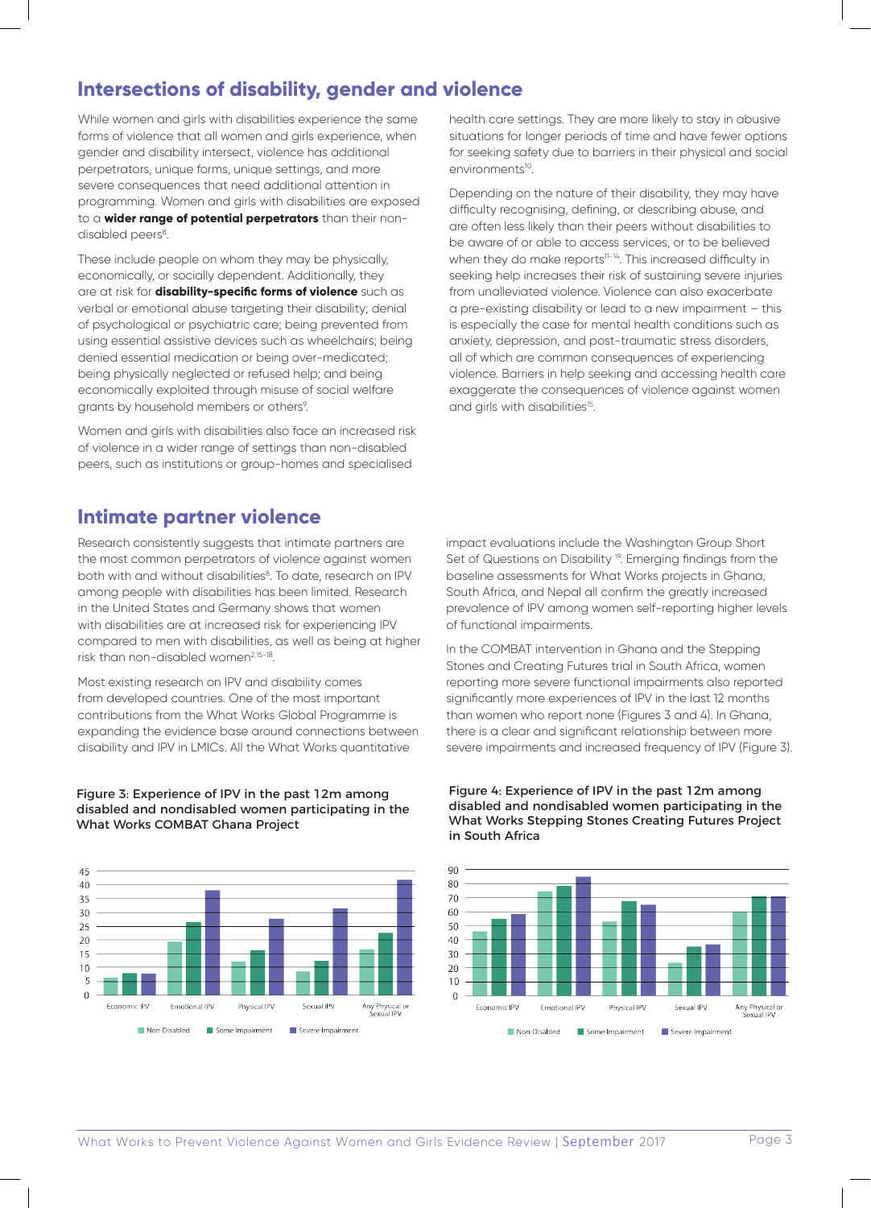## Intersections of disability, gender and violence

While women and girls with disabilities experience the same forms of violence that all women and girls experience, when gender and disability intersect, violence has additional perpetrators, unique forms, unique settings, and more severe consequences that need additional attention in programming. Women and girls with disabilities are exposed to a **wider range of potential perpetrators** than their non-disabled peers[8].

These include people on whom they may be physically, economically, or socially dependent. Additionally, they are at risk for **disability-specific forms of violence** such as verbal or emotional abuse targeting their disability; denial of psychological or psychiatric care; being prevented from using essential assistive devices such as wheelchairs; being denied essential medication or being over-medicated; being physically neglected or refused help; and being economically exploited through misuse of social welfare grants by household members or others[9].

Women and girls with disabilities also face an increased risk of violence in a wider range of settings than non-disabled peers, such as institutions or group-homes and specialised health care settings. They are more likely to stay in abusive situations for longer periods of time and have fewer options for seeking safety due to barriers in their physical and social environments[10].

Depending on the nature of their disability, they may have difficulty recognising, defining, or describing abuse, and are often less likely than their peers without disabilities to be aware of or able to access services, or to be believed when they do make reports[11–14]. This increased difficulty in seeking help increases their risk of sustaining severe injuries from unalleviated violence. Violence can also exacerbate a pre-existing disability or lead to a new impairment – this is especially the case for mental health conditions such as anxiety, depression, and post-traumatic stress disorders, all of which are common consequences of experiencing violence. Barriers in help seeking and accessing health care exaggerate the consequences of violence against women and girls with disabilities[15].

## Intimate partner violence

Research consistently suggests that intimate partners are the most common perpetrators of violence against women both with and without disabilities[8]. To date, research on IPV among people with disabilities has been limited. Research in the United States and Germany shows that women with disabilities are at increased risk for experiencing IPV compared to men with disabilities, as well as being at higher risk than non-disabled women[2,15–18].

Most existing research on IPV and disability comes from developed countries. One of the most important contributions from the What Works Global Programme is expanding the evidence base around connections between disability and IPV in LMICs. All the What Works quantitative impact evaluations include the Washington Group Short Set of Questions on Disability [19]. Emerging findings from the baseline assessments for What Works projects in Ghana, South Africa, and Nepal all confirm the greatly increased prevalence of IPV among women self-reporting higher levels of functional impairments.

In the COMBAT intervention in Ghana and the Stepping Stones and Creating Futures trial in South Africa, women reporting more severe functional impairments also reported significantly more experiences of IPV in the last 12 months than women who report none (Figures 3 and 4). In Ghana, there is a clear and significant relationship between more severe impairments and increased frequency of IPV (Figure 3).

**Figure 3: Experience of IPV in the past 12m among disabled and nondisabled women participating in the What Works COMBAT Ghana Project**

| | Non-Disabled | Some Impairment | Severe Impairment |
|---|---|---|---|
| Economic IPV | 6 | 8 | 8 |
| Emotional IPV | 19 | 26 | 38 |
| Physical IPV | 12 | 16 | 28 |
| Sexual IPV | 8 | 12 | 31 |
| Any Physical or Sexual IPV | 16 | 22 | 42 |

**Figure 4: Experience of IPV in the past 12m among disabled and nondisabled women participating in the What Works Stepping Stones Creating Futures Project in South Africa**

| | Non-Disabled | Some Impairment | Severe Impairment |
|---|---|---|---|
| Economic IPV | 46 | 55 | 58 |
| Emotional IPV | 74 | 78 | 85 |
| Physical IPV | 53 | 67 | 65 |
| Sexual IPV | 23 | 35 | 37 |
| Any Physical or Sexual IPV | 60 | 71 | 71 |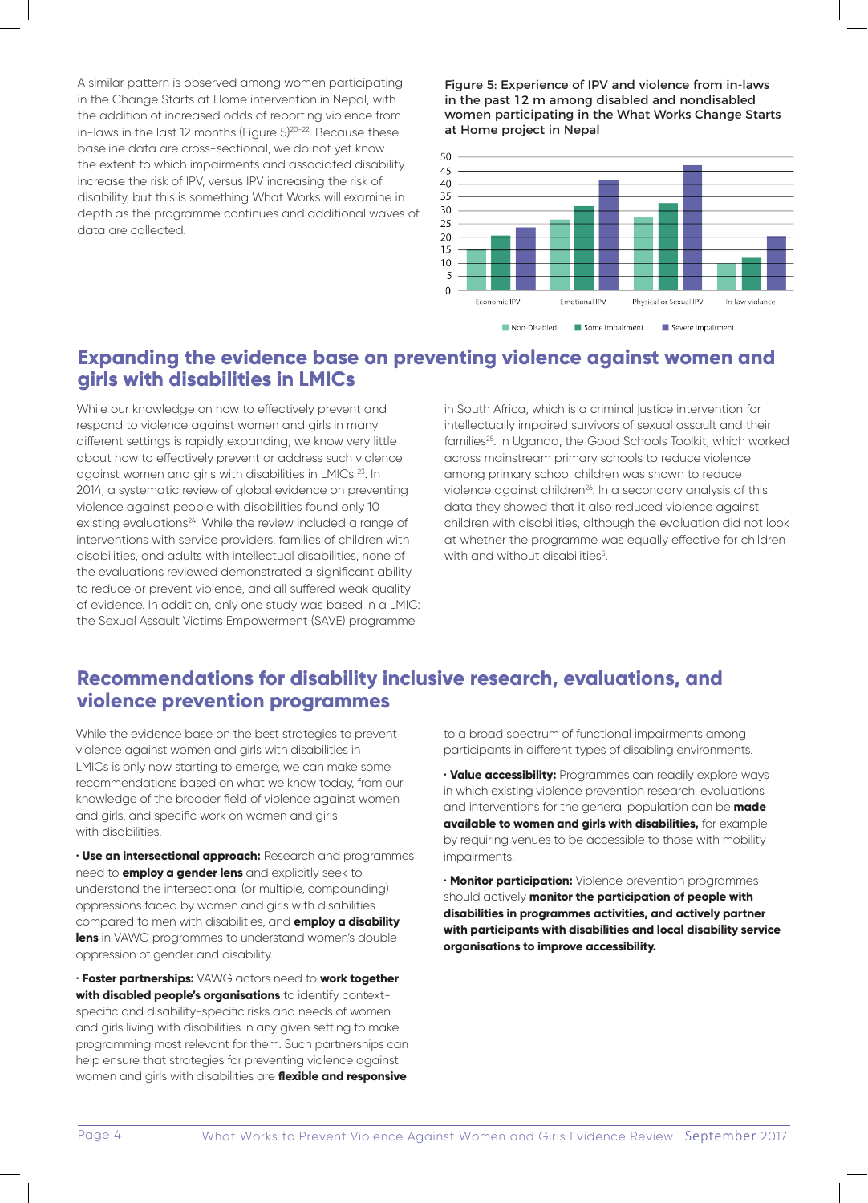A similar pattern is observed among women participating in the Change Starts at Home intervention in Nepal, with the addition of increased odds of reporting violence from in-laws in the last 12 months (Figure 5)[20-22]. Because these baseline data are cross-sectional, we do not yet know the extent to which impairments and associated disability increase the risk of IPV, versus IPV increasing the risk of disability, but this is something What Works will examine in depth as the programme continues and additional waves of data are collected.

**Figure 5: Experience of IPV and violence from in-laws in the past 12 m among disabled and nondisabled women participating in the What Works Change Starts at Home project in Nepal**

## Expanding the evidence base on preventing violence against women and girls with disabilities in LMICs

While our knowledge on how to effectively prevent and respond to violence against women and girls in many different settings is rapidly expanding, we know very little about how to effectively prevent or address such violence against women and girls with disabilities in LMICs [23]. In 2014, a systematic review of global evidence on preventing violence against people with disabilities found only 10 existing evaluations[24]. While the review included a range of interventions with service providers, families of children with disabilities, and adults with intellectual disabilities, none of the evaluations reviewed demonstrated a significant ability to reduce or prevent violence, and all suffered weak quality of evidence. In addition, only one study was based in a LMIC: the Sexual Assault Victims Empowerment (SAVE) programme in South Africa, which is a criminal justice intervention for intellectually impaired survivors of sexual assault and their families[25]. In Uganda, the Good Schools Toolkit, which worked across mainstream primary schools to reduce violence among primary school children was shown to reduce violence against children[26]. In a secondary analysis of this data they showed that it also reduced violence against children with disabilities, although the evaluation did not look at whether the programme was equally effective for children with and without disabilities[5].

## Recommendations for disability inclusive research, evaluations, and violence prevention programmes

While the evidence base on the best strategies to prevent violence against women and girls with disabilities in LMICs is only now starting to emerge, we can make some recommendations based on what we know today, from our knowledge of the broader field of violence against women and girls, and specific work on women and girls with disabilities.

· **Use an intersectional approach:** Research and programmes need to **employ a gender lens** and explicitly seek to understand the intersectional (or multiple, compounding) oppressions faced by women and girls with disabilities compared to men with disabilities, and **employ a disability lens** in VAWG programmes to understand women's double oppression of gender and disability.

· **Foster partnerships:** VAWG actors need to **work together with disabled people's organisations** to identify context-specific and disability-specific risks and needs of women and girls living with disabilities in any given setting to make programming most relevant for them. Such partnerships can help ensure that strategies for preventing violence against women and girls with disabilities are **flexible and responsive** to a broad spectrum of functional impairments among participants in different types of disabling environments.

· **Value accessibility:** Programmes can readily explore ways in which existing violence prevention research, evaluations and interventions for the general population can be **made available to women and girls with disabilities,** for example by requiring venues to be accessible to those with mobility impairments.

· **Monitor participation:** Violence prevention programmes should actively **monitor the participation of people with disabilities in programmes activities, and actively partner with participants with disabilities and local disability service organisations to improve accessibility.**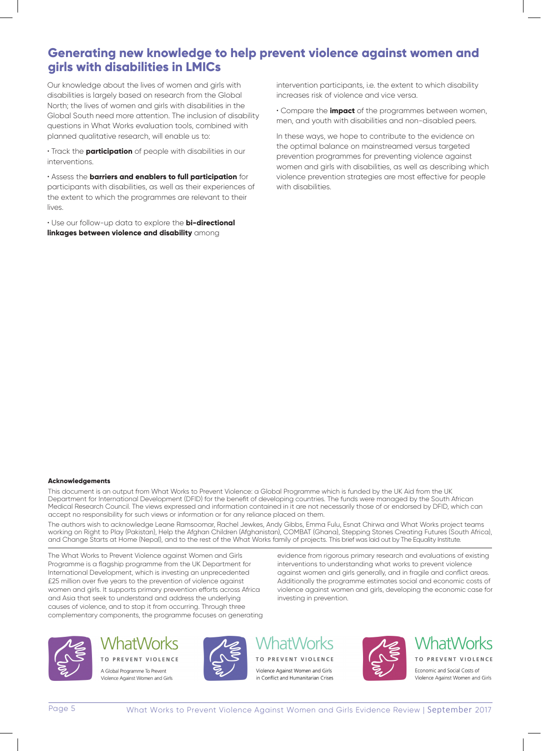## Generating new knowledge to help prevent violence against women and girls with disabilities in LMICs

Our knowledge about the lives of women and girls with disabilities is largely based on research from the Global North; the lives of women and girls with disabilities in the Global South need more attention. The inclusion of disability questions in What Works evaluation tools, combined with planned qualitative research, will enable us to:

- Track the **participation** of people with disabilities in our interventions.
- Assess the **barriers and enablers to full participation** for participants with disabilities, as well as their experiences of the extent to which the programmes are relevant to their lives.
- Use our follow-up data to explore the **bi-directional linkages between violence and disability** among intervention participants, i.e. the extent to which disability increases risk of violence and vice versa.
- Compare the **impact** of the programmes between women, men, and youth with disabilities and non-disabled peers.

In these ways, we hope to contribute to the evidence on the optimal balance on mainstreamed versus targeted prevention programmes for preventing violence against women and girls with disabilities, as well as describing which violence prevention strategies are most effective for people with disabilities.

**Acknowledgements**

This document is an output from What Works to Prevent Violence: a Global Programme which is funded by the UK Aid from the UK Department for International Development (DFID) for the benefit of developing countries. The funds were managed by the South African Medical Research Council. The views expressed and information contained in it are not necessarily those of or endorsed by DFID, which can accept no responsibility for such views or information or for any reliance placed on them.

The authors wish to acknowledge Leane Ramsoomar, Rachel Jewkes, Andy Gibbs, Emma Fulu, Esnat Chirwa and What Works project teams working on Right to Play (Pakistan), Help the Afghan Children (Afghanistan), COMBAT (Ghana), Stepping Stones Creating Futures (South Africa), and Change Starts at Home (Nepal), and to the rest of the What Works family of projects. This brief was laid out by The Equality Institute.

The What Works to Prevent Violence against Women and Girls Programme is a flagship programme from the UK Department for International Development, which is investing an unprecedented £25 million over five years to the prevention of violence against women and girls. It supports primary prevention efforts across Africa and Asia that seek to understand and address the underlying causes of violence, and to stop it from occurring. Through three complementary components, the programme focuses on generating evidence from rigorous primary research and evaluations of existing interventions to understanding what works to prevent violence against women and girls generally, and in fragile and conflict areas. Additionally the programme estimates social and economic costs of violence against women and girls, developing the economic case for investing in prevention.

WhatWorks TO PREVENT VIOLENCE — A Global Programme To Prevent Violence Against Women and Girls

WhatWorks TO PREVENT VIOLENCE — Violence Against Women and Girls in Conflict and Humanitarian Crises

WhatWorks TO PREVENT VIOLENCE — Economic and Social Costs of Violence Against Women and Girls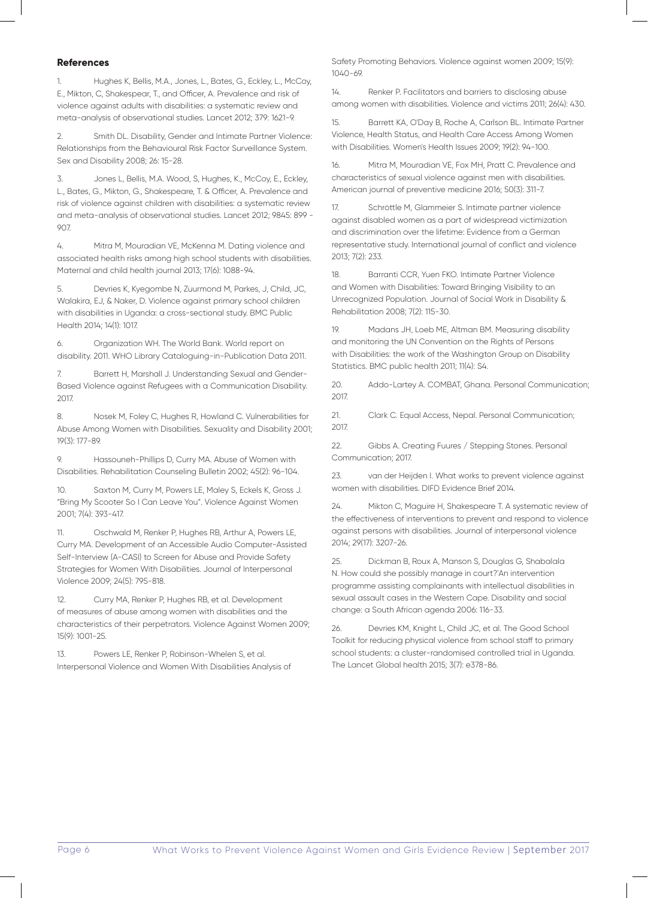## References

1. Hughes K, Bellis, M.A., Jones, L., Bates, G., Eckley, L., McCoy, E., Mikton, C, Shakespear, T., and Officer, A. Prevalence and risk of violence against adults with disabilities: a systematic review and meta-analysis of observational studies. Lancet 2012; 379: 1621-9.

2. Smith DL. Disability, Gender and Intimate Partner Violence: Relationships from the Behavioural Risk Factor Surveillance System. Sex and Disability 2008; 26: 15-28.

3. Jones L, Bellis, M.A. Wood, S, Hughes, K., McCoy, E., Eckley, L., Bates, G., Mikton, G., Shakespeare, T. & Officer, A. Prevalence and risk of violence against children with disabilities: a systematic review and meta-analysis of observational studies. Lancet 2012; 9845: 899 - 907.

4. Mitra M, Mouradian VE, McKenna M. Dating violence and associated health risks among high school students with disabilities. Maternal and child health journal 2013; 17(6): 1088-94.

5. Devries K, Kyegombe N, Zuurmond M, Parkes, J, Child, JC, Walakira, EJ, & Naker, D. Violence against primary school children with disabilities in Uganda: a cross-sectional study. BMC Public Health 2014; 14(1): 1017.

6. Organization WH. The World Bank. World report on disability. 2011. WHO Library Cataloguing-in-Publication Data 2011.

7. Barrett H, Marshall J. Understanding Sexual and Gender-Based Violence against Refugees with a Communication Disability. 2017.

8. Nosek M, Foley C, Hughes R, Howland C. Vulnerabilities for Abuse Among Women with Disabilities. Sexuality and Disability 2001; 19(3): 177-89.

9. Hassouneh-Phillips D, Curry MA. Abuse of Women with Disabilities. Rehabilitation Counseling Bulletin 2002; 45(2): 96-104.

10. Saxton M, Curry M, Powers LE, Maley S, Eckels K, Gross J. "Bring My Scooter So I Can Leave You". Violence Against Women 2001; 7(4): 393-417.

11. Oschwald M, Renker P, Hughes RB, Arthur A, Powers LE, Curry MA. Development of an Accessible Audio Computer-Assisted Self-Interview (A-CASI) to Screen for Abuse and Provide Safety Strategies for Women With Disabilities. Journal of Interpersonal Violence 2009; 24(5): 795-818.

12. Curry MA, Renker P, Hughes RB, et al. Development of measures of abuse among women with disabilities and the characteristics of their perpetrators. Violence Against Women 2009; 15(9): 1001-25.

13. Powers LE, Renker P, Robinson-Whelen S, et al. Interpersonal Violence and Women With Disabilities Analysis of Safety Promoting Behaviors. Violence against women 2009; 15(9): 1040-69.

14. Renker P. Facilitators and barriers to disclosing abuse among women with disabilities. Violence and victims 2011; 26(4): 430.

15. Barrett KA, O'Day B, Roche A, Carlson BL. Intimate Partner Violence, Health Status, and Health Care Access Among Women with Disabilities. Women's Health Issues 2009; 19(2): 94-100.

16. Mitra M, Mouradian VE, Fox MH, Pratt C. Prevalence and characteristics of sexual violence against men with disabilities. American journal of preventive medicine 2016; 50(3): 311-7.

17. Schröttle M, Glammeier S. Intimate partner violence against disabled women as a part of widespread victimization and discrimination over the lifetime: Evidence from a German representative study. International journal of conflict and violence 2013; 7(2): 233.

18. Barranti CCR, Yuen FKO. Intimate Partner Violence and Women with Disabilities: Toward Bringing Visibility to an Unrecognized Population. Journal of Social Work in Disability & Rehabilitation 2008; 7(2): 115-30.

19. Madans JH, Loeb ME, Altman BM. Measuring disability and monitoring the UN Convention on the Rights of Persons with Disabilities: the work of the Washington Group on Disability Statistics. BMC public health 2011; 11(4): S4.

20. Addo-Lartey A. COMBAT, Ghana. Personal Communication; 2017.

21. Clark C. Equal Access, Nepal. Personal Communication; 2017.

22. Gibbs A. Creating Fuures / Stepping Stones. Personal Communication; 2017.

23. van der Heijden I. What works to prevent violence against women with disabilities. DIFD Evidence Brief 2014.

24. Mikton C, Maguire H, Shakespeare T. A systematic review of the effectiveness of interventions to prevent and respond to violence against persons with disabilities. Journal of interpersonal violence 2014; 29(17): 3207-26.

25. Dickman B, Roux A, Manson S, Douglas G, Shabalala N. How could she possibly manage in court?'An intervention programme assisting complainants with intellectual disabilities in sexual assault cases in the Western Cape. Disability and social change: a South African agenda 2006: 116-33.

26. Devries KM, Knight L, Child JC, et al. The Good School Toolkit for reducing physical violence from school staff to primary school students: a cluster-randomised controlled trial in Uganda. The Lancet Global health 2015; 3(7): e378-86.